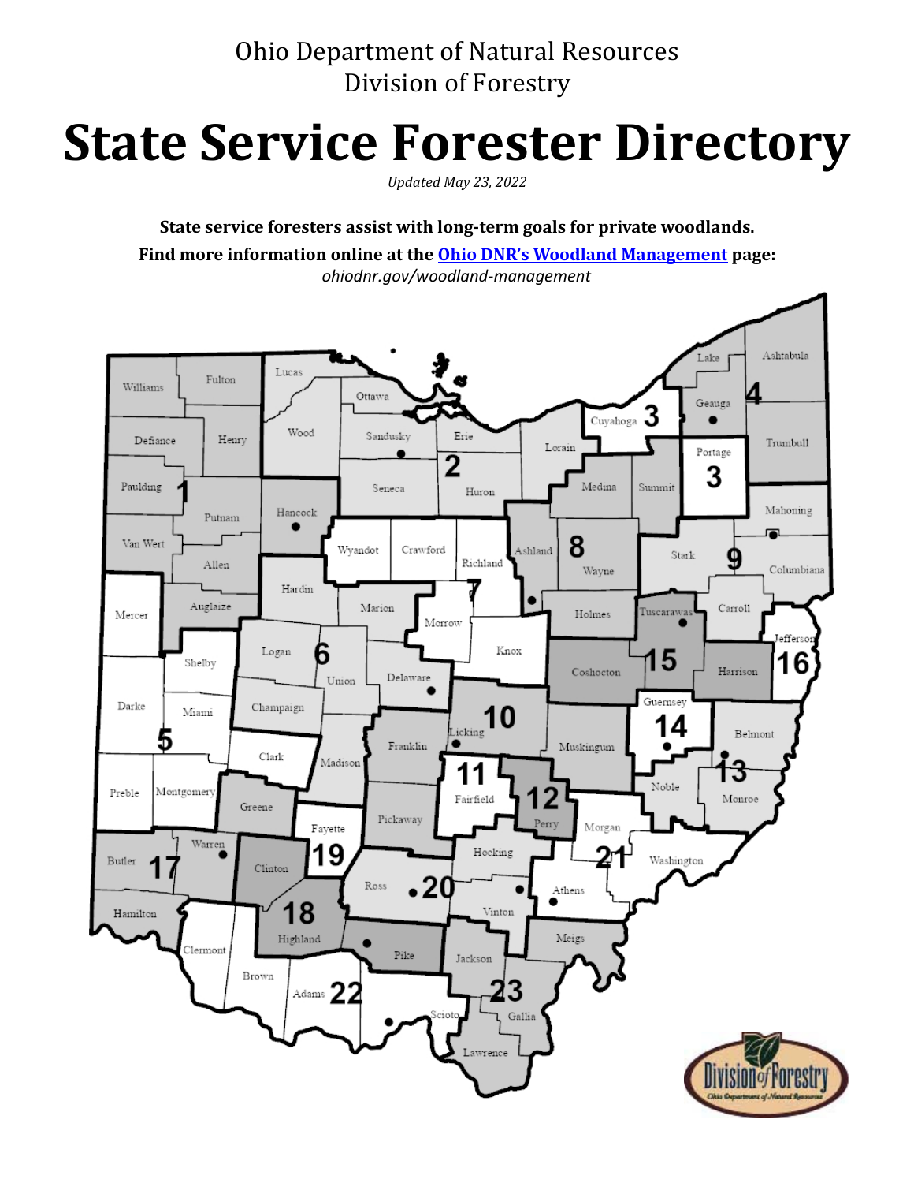Ohio Department of Natural Resources
Division of Forestry

# State Service Forester Directory

*Updated May 23, 2022*

**State service foresters assist with long-term goals for private woodlands.**

**Find more information online at the Ohio DNR's Woodland Management page:**

*ohiodnr.gov/woodland-management*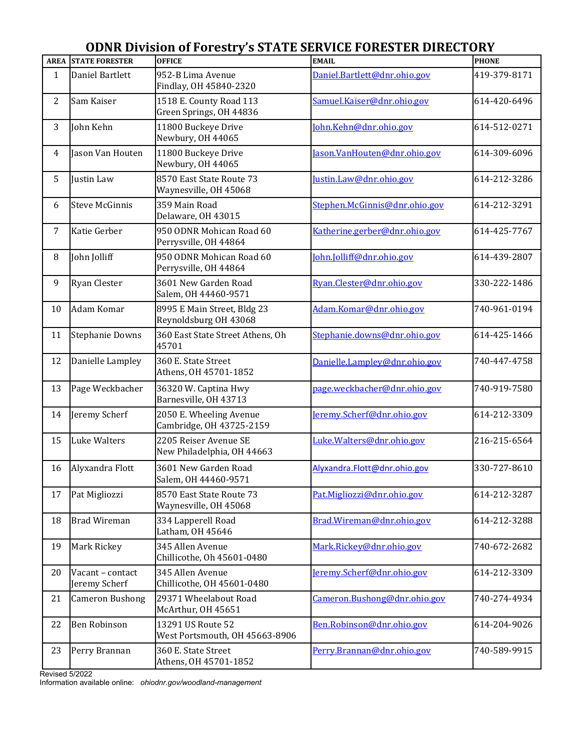# ODNR Division of Forestry's STATE SERVICE FORESTER DIRECTORY

| AREA | STATE FORESTER | OFFICE | EMAIL | PHONE |
|---|---|---|---|---|
| 1 | Daniel Bartlett | 952-B Lima Avenue Findlay, OH 45840-2320 | Daniel.Bartlett@dnr.ohio.gov | 419-379-8171 |
| 2 | Sam Kaiser | 1518 E. County Road 113 Green Springs, OH 44836 | Samuel.Kaiser@dnr.ohio.gov | 614-420-6496 |
| 3 | John Kehn | 11800 Buckeye Drive Newbury, OH 44065 | John.Kehn@dnr.ohio.gov | 614-512-0271 |
| 4 | Jason Van Houten | 11800 Buckeye Drive Newbury, OH 44065 | Jason.VanHouten@dnr.ohio.gov | 614-309-6096 |
| 5 | Justin Law | 8570 East State Route 73 Waynesville, OH 45068 | Justin.Law@dnr.ohio.gov | 614-212-3286 |
| 6 | Steve McGinnis | 359 Main Road Delaware, OH 43015 | Stephen.McGinnis@dnr.ohio.gov | 614-212-3291 |
| 7 | Katie Gerber | 950 ODNR Mohican Road 60 Perrysville, OH 44864 | Katherine.gerber@dnr.ohio.gov | 614-425-7767 |
| 8 | John Jolliff | 950 ODNR Mohican Road 60 Perrysville, OH 44864 | John.Jolliff@dnr.ohio.gov | 614-439-2807 |
| 9 | Ryan Clester | 3601 New Garden Road Salem, OH 44460-9571 | Ryan.Clester@dnr.ohio.gov | 330-222-1486 |
| 10 | Adam Komar | 8995 E Main Street, Bldg 23 Reynoldsburg OH 43068 | Adam.Komar@dnr.ohio.gov | 740-961-0194 |
| 11 | Stephanie Downs | 360 East State Street Athens, Oh 45701 | Stephanie.downs@dnr.ohio.gov | 614-425-1466 |
| 12 | Danielle Lampley | 360 E. State Street Athens, OH 45701-1852 | Danielle.Lampley@dnr.ohio.gov | 740-447-4758 |
| 13 | Page Weckbacher | 36320 W. Captina Hwy Barnesville, OH 43713 | page.weckbacher@dnr.ohio.gov | 740-919-7580 |
| 14 | Jeremy Scherf | 2050 E. Wheeling Avenue Cambridge, OH 43725-2159 | Jeremy.Scherf@dnr.ohio.gov | 614-212-3309 |
| 15 | Luke Walters | 2205 Reiser Avenue SE New Philadelphia, OH 44663 | Luke.Walters@dnr.ohio.gov | 216-215-6564 |
| 16 | Alyxandra Flott | 3601 New Garden Road Salem, OH 44460-9571 | Alyxandra.Flott@dnr.ohio.gov | 330-727-8610 |
| 17 | Pat Migliozzi | 8570 East State Route 73 Waynesville, OH 45068 | Pat.Migliozzi@dnr.ohio.gov | 614-212-3287 |
| 18 | Brad Wireman | 334 Lapperell Road Latham, OH 45646 | Brad.Wireman@dnr.ohio.gov | 614-212-3288 |
| 19 | Mark Rickey | 345 Allen Avenue Chillicothe, Oh 45601-0480 | Mark.Rickey@dnr.ohio.gov | 740-672-2682 |
| 20 | Vacant – contact Jeremy Scherf | 345 Allen Avenue Chillicothe, OH 45601-0480 | Jeremy.Scherf@dnr.ohio.gov | 614-212-3309 |
| 21 | Cameron Bushong | 29371 Wheelabout Road McArthur, OH 45651 | Cameron.Bushong@dnr.ohio.gov | 740-274-4934 |
| 22 | Ben Robinson | 13291 US Route 52 West Portsmouth, OH 45663-8906 | Ben.Robinson@dnr.ohio.gov | 614-204-9026 |
| 23 | Perry Brannan | 360 E. State Street Athens, OH 45701-1852 | Perry.Brannan@dnr.ohio.gov | 740-589-9915 |

Revised 5/2022

Information available online: *ohiodnr.gov/woodland-management*